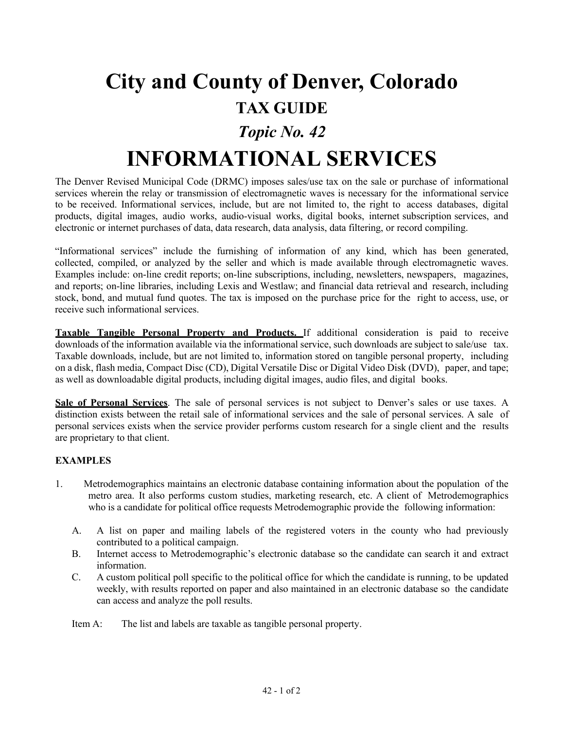# City and County of Denver, Colorado

## TAX GUIDE

### *Topic No. 42*

# INFORMATIONAL SERVICES

The Denver Revised Municipal Code (DRMC) imposes sales/use tax on the sale or purchase of informational services wherein the relay or transmission of electromagnetic waves is necessary for the informational service to be received. Informational services, include, but are not limited to, the right to access databases, digital products, digital images, audio works, audio-visual works, digital books, internet subscription services, and electronic or internet purchases of data, data research, data analysis, data filtering, or record compiling.

"Informational services" include the furnishing of information of any kind, which has been generated, collected, compiled, or analyzed by the seller and which is made available through electromagnetic waves. Examples include: on-line credit reports; on-line subscriptions, including, newsletters, newspapers, magazines, and reports; on-line libraries, including Lexis and Westlaw; and financial data retrieval and research, including stock, bond, and mutual fund quotes. The tax is imposed on the purchase price for the right to access, use, or receive such informational services.

**Taxable Tangible Personal Property and Products.** If additional consideration is paid to receive downloads of the information available via the informational service, such downloads are subject to sale/use tax. Taxable downloads, include, but are not limited to, information stored on tangible personal property, including on a disk, flash media, Compact Disc (CD), Digital Versatile Disc or Digital Video Disk (DVD), paper, and tape; as well as downloadable digital products, including digital images, audio files, and digital books.

**Sale of Personal Services**. The sale of personal services is not subject to Denver's sales or use taxes. A distinction exists between the retail sale of informational services and the sale of personal services. A sale of personal services exists when the service provider performs custom research for a single client and the results are proprietary to that client.

**EXAMPLES**

1. Metrodemographics maintains an electronic database containing information about the population of the metro area. It also performs custom studies, marketing research, etc. A client of Metrodemographics who is a candidate for political office requests Metrodemographic provide the following information:

   A. A list on paper and mailing labels of the registered voters in the county who had previously contributed to a political campaign.

   B. Internet access to Metrodemographic's electronic database so the candidate can search it and extract information.

   C. A custom political poll specific to the political office for which the candidate is running, to be updated weekly, with results reported on paper and also maintained in an electronic database so the candidate can access and analyze the poll results.

   Item A: The list and labels are taxable as tangible personal property.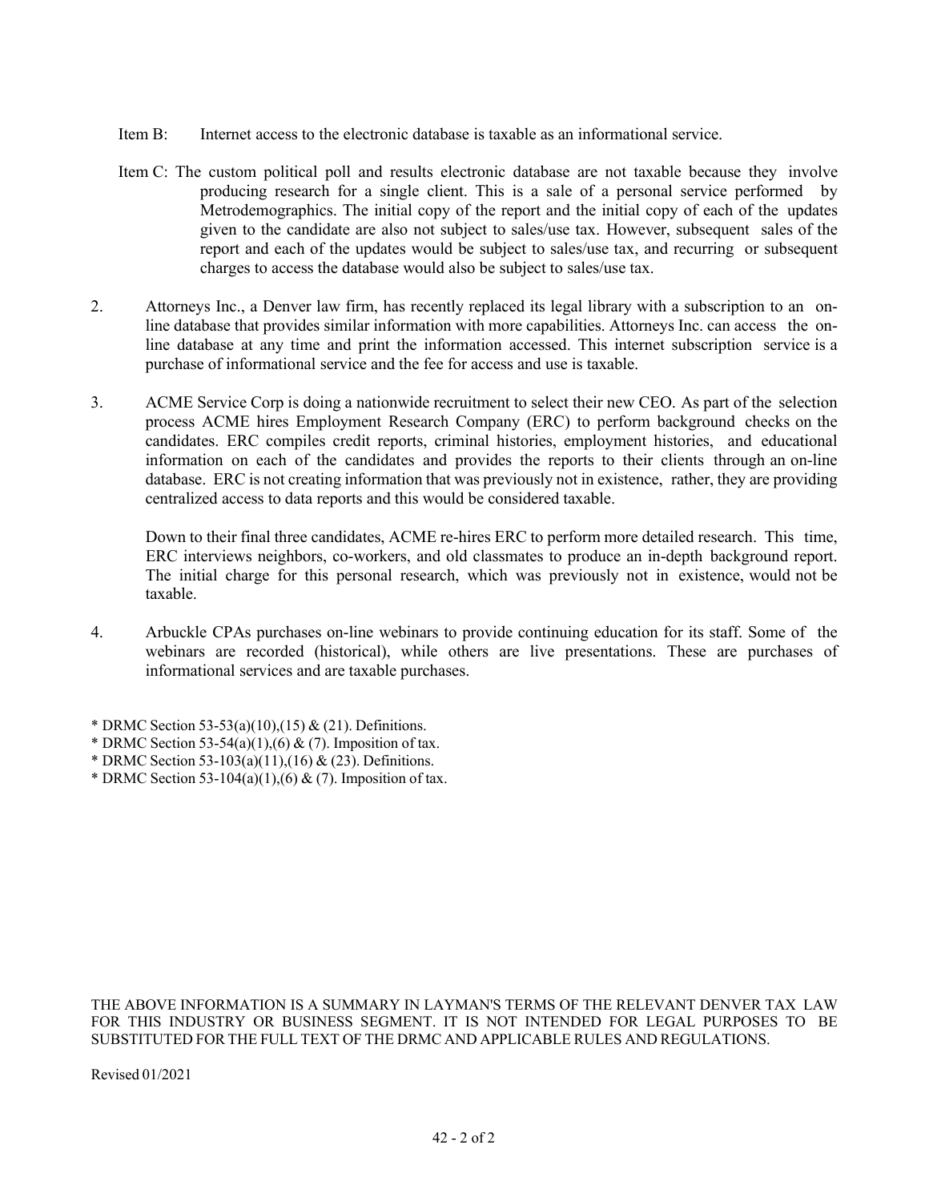Item B: Internet access to the electronic database is taxable as an informational service.

Item C: The custom political poll and results electronic database are not taxable because they involve producing research for a single client. This is a sale of a personal service performed by Metrodemographics. The initial copy of the report and the initial copy of each of the updates given to the candidate are also not subject to sales/use tax. However, subsequent sales of the report and each of the updates would be subject to sales/use tax, and recurring or subsequent charges to access the database would also be subject to sales/use tax.

2. Attorneys Inc., a Denver law firm, has recently replaced its legal library with a subscription to an on-line database that provides similar information with more capabilities. Attorneys Inc. can access the on-line database at any time and print the information accessed. This internet subscription service is a purchase of informational service and the fee for access and use is taxable.

3. ACME Service Corp is doing a nationwide recruitment to select their new CEO. As part of the selection process ACME hires Employment Research Company (ERC) to perform background checks on the candidates. ERC compiles credit reports, criminal histories, employment histories, and educational information on each of the candidates and provides the reports to their clients through an on-line database. ERC is not creating information that was previously not in existence, rather, they are providing centralized access to data reports and this would be considered taxable.

   Down to their final three candidates, ACME re-hires ERC to perform more detailed research. This time, ERC interviews neighbors, co-workers, and old classmates to produce an in-depth background report. The initial charge for this personal research, which was previously not in existence, would not be taxable.

4. Arbuckle CPAs purchases on-line webinars to provide continuing education for its staff. Some of the webinars are recorded (historical), while others are live presentations. These are purchases of informational services and are taxable purchases.

\* DRMC Section 53-53(a)(10),(15) & (21). Definitions.
\* DRMC Section 53-54(a)(1),(6) & (7). Imposition of tax.
\* DRMC Section 53-103(a)(11),(16) & (23). Definitions.
\* DRMC Section 53-104(a)(1),(6) & (7). Imposition of tax.

THE ABOVE INFORMATION IS A SUMMARY IN LAYMAN'S TERMS OF THE RELEVANT DENVER TAX LAW FOR THIS INDUSTRY OR BUSINESS SEGMENT. IT IS NOT INTENDED FOR LEGAL PURPOSES TO BE SUBSTITUTED FOR THE FULL TEXT OF THE DRMC AND APPLICABLE RULES AND REGULATIONS.

Revised 01/2021